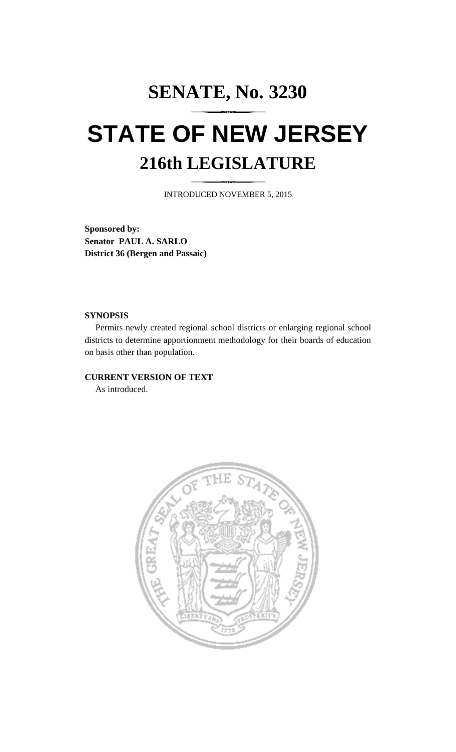# SENATE, No. 3230

# STATE OF NEW JERSEY

## 216th LEGISLATURE

INTRODUCED NOVEMBER 5, 2015

**Sponsored by:**
**Senator PAUL A. SARLO**
**District 36 (Bergen and Passaic)**

**SYNOPSIS**

Permits newly created regional school districts or enlarging regional school districts to determine apportionment methodology for their boards of education on basis other than population.

**CURRENT VERSION OF TEXT**

As introduced.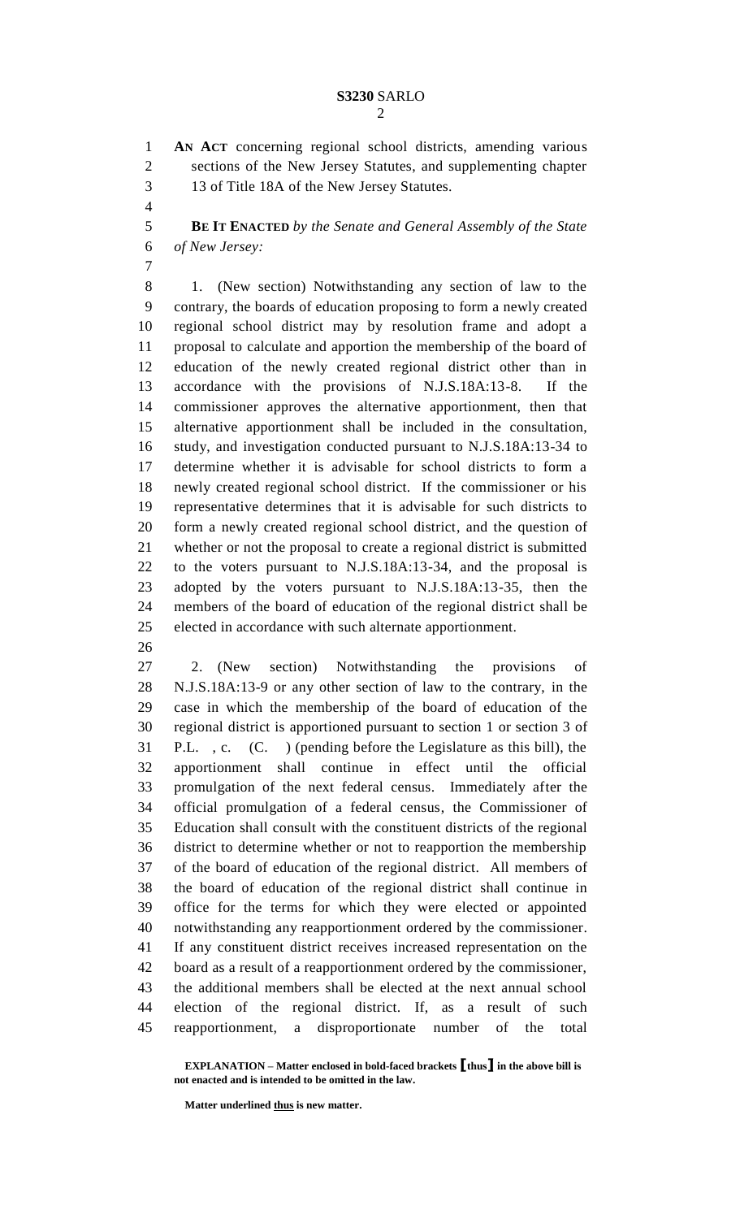**AN ACT** concerning regional school districts, amending various sections of the New Jersey Statutes, and supplementing chapter 13 of Title 18A of the New Jersey Statutes.

**BE IT ENACTED** *by the Senate and General Assembly of the State of New Jersey:*

1. (New section) Notwithstanding any section of law to the contrary, the boards of education proposing to form a newly created regional school district may by resolution frame and adopt a proposal to calculate and apportion the membership of the board of education of the newly created regional district other than in accordance with the provisions of N.J.S.18A:13-8. If the commissioner approves the alternative apportionment, then that alternative apportionment shall be included in the consultation, study, and investigation conducted pursuant to N.J.S.18A:13-34 to determine whether it is advisable for school districts to form a newly created regional school district. If the commissioner or his representative determines that it is advisable for such districts to form a newly created regional school district, and the question of whether or not the proposal to create a regional district is submitted to the voters pursuant to N.J.S.18A:13-34, and the proposal is adopted by the voters pursuant to N.J.S.18A:13-35, then the members of the board of education of the regional district shall be elected in accordance with such alternate apportionment.

2. (New section) Notwithstanding the provisions of N.J.S.18A:13-9 or any other section of law to the contrary, in the case in which the membership of the board of education of the regional district is apportioned pursuant to section 1 or section 3 of P.L. , c. (C. ) (pending before the Legislature as this bill), the apportionment shall continue in effect until the official promulgation of the next federal census. Immediately after the official promulgation of a federal census, the Commissioner of Education shall consult with the constituent districts of the regional district to determine whether or not to reapportion the membership of the board of education of the regional district. All members of the board of education of the regional district shall continue in office for the terms for which they were elected or appointed notwithstanding any reapportionment ordered by the commissioner. If any constituent district receives increased representation on the board as a result of a reapportionment ordered by the commissioner, the additional members shall be elected at the next annual school election of the regional district. If, as a result of such reapportionment, a disproportionate number of the total

**EXPLANATION – Matter enclosed in bold-faced brackets [thus] in the above bill is not enacted and is intended to be omitted in the law.**

**Matter underlined thus is new matter.**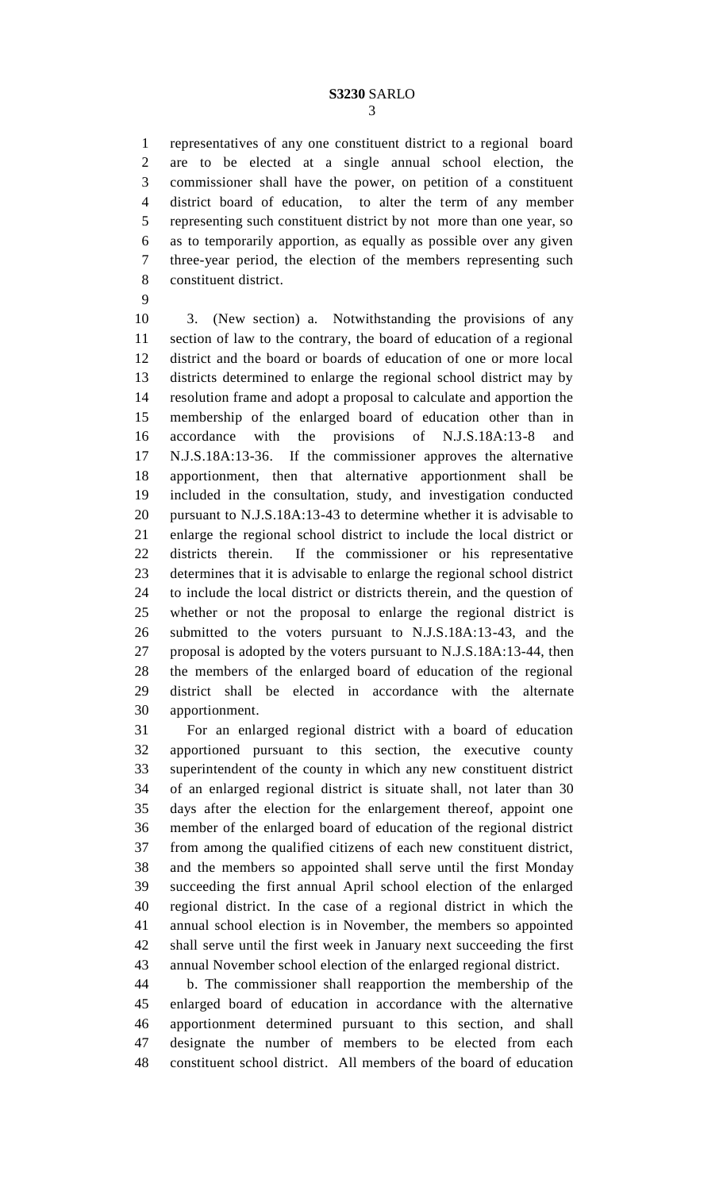representatives of any one constituent district to a regional board are to be elected at a single annual school election, the commissioner shall have the power, on petition of a constituent district board of education, to alter the term of any member representing such constituent district by not more than one year, so as to temporarily apportion, as equally as possible over any given three-year period, the election of the members representing such constituent district.

3. (New section) a. Notwithstanding the provisions of any section of law to the contrary, the board of education of a regional district and the board or boards of education of one or more local districts determined to enlarge the regional school district may by resolution frame and adopt a proposal to calculate and apportion the membership of the enlarged board of education other than in accordance with the provisions of N.J.S.18A:13-8 and N.J.S.18A:13-36. If the commissioner approves the alternative apportionment, then that alternative apportionment shall be included in the consultation, study, and investigation conducted pursuant to N.J.S.18A:13-43 to determine whether it is advisable to enlarge the regional school district to include the local district or districts therein. If the commissioner or his representative determines that it is advisable to enlarge the regional school district to include the local district or districts therein, and the question of whether or not the proposal to enlarge the regional district is submitted to the voters pursuant to N.J.S.18A:13-43, and the proposal is adopted by the voters pursuant to N.J.S.18A:13-44, then the members of the enlarged board of education of the regional district shall be elected in accordance with the alternate apportionment.

For an enlarged regional district with a board of education apportioned pursuant to this section, the executive county superintendent of the county in which any new constituent district of an enlarged regional district is situate shall, not later than 30 days after the election for the enlargement thereof, appoint one member of the enlarged board of education of the regional district from among the qualified citizens of each new constituent district, and the members so appointed shall serve until the first Monday succeeding the first annual April school election of the enlarged regional district. In the case of a regional district in which the annual school election is in November, the members so appointed shall serve until the first week in January next succeeding the first annual November school election of the enlarged regional district.

b. The commissioner shall reapportion the membership of the enlarged board of education in accordance with the alternative apportionment determined pursuant to this section, and shall designate the number of members to be elected from each constituent school district. All members of the board of education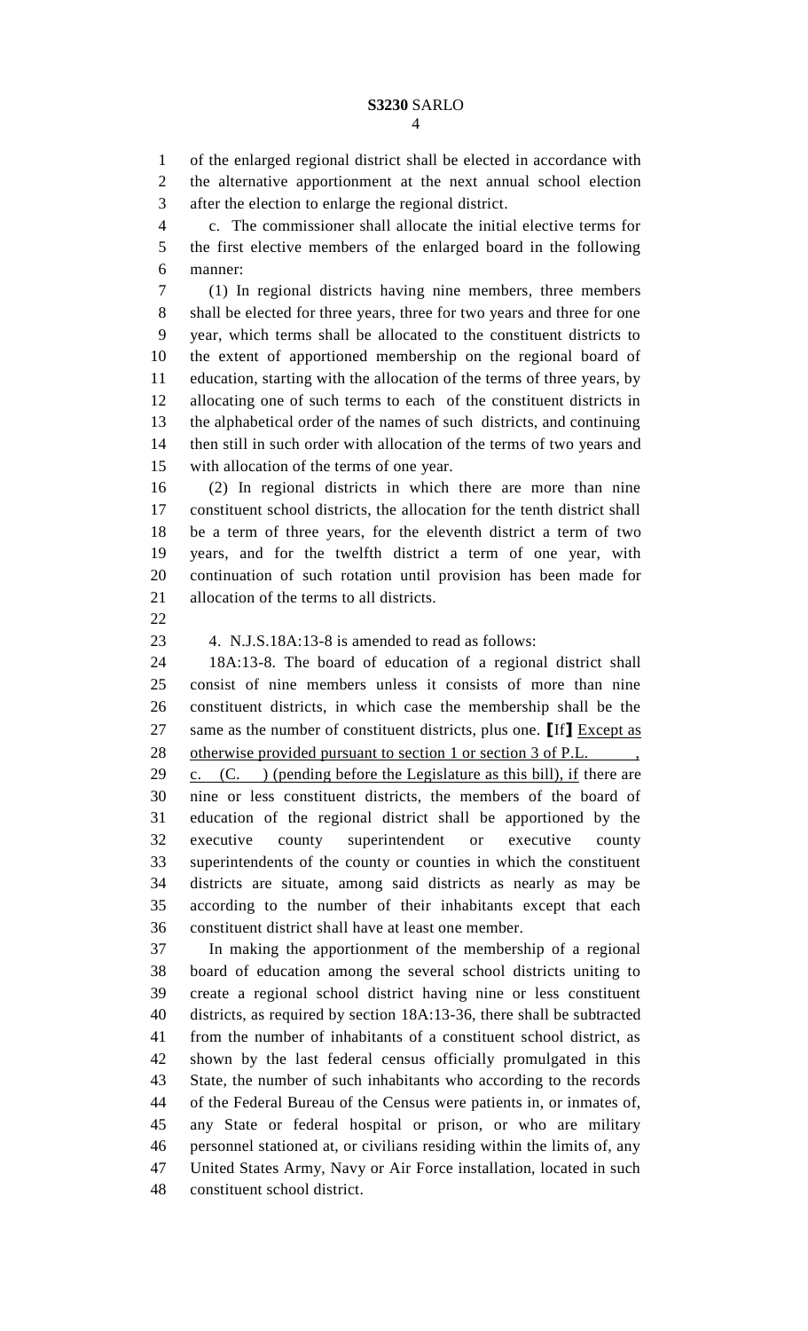of the enlarged regional district shall be elected in accordance with the alternative apportionment at the next annual school election after the election to enlarge the regional district.

c. The commissioner shall allocate the initial elective terms for the first elective members of the enlarged board in the following manner:

(1) In regional districts having nine members, three members shall be elected for three years, three for two years and three for one year, which terms shall be allocated to the constituent districts to the extent of apportioned membership on the regional board of education, starting with the allocation of the terms of three years, by allocating one of such terms to each of the constituent districts in the alphabetical order of the names of such districts, and continuing then still in such order with allocation of the terms of two years and with allocation of the terms of one year.

(2) In regional districts in which there are more than nine constituent school districts, the allocation for the tenth district shall be a term of three years, for the eleventh district a term of two years, and for the twelfth district a term of one year, with continuation of such rotation until provision has been made for allocation of the terms to all districts.

4. N.J.S.18A:13-8 is amended to read as follows:

18A:13-8. The board of education of a regional district shall consist of nine members unless it consists of more than nine constituent districts, in which case the membership shall be the same as the number of constituent districts, plus one. ⟦If⟧ <u>Except as otherwise provided pursuant to section 1 or section 3 of P.L. , c. (C. ) (pending before the Legislature as this bill), if</u> there are nine or less constituent districts, the members of the board of education of the regional district shall be apportioned by the executive county superintendent or executive county superintendents of the county or counties in which the constituent districts are situate, among said districts as nearly as may be according to the number of their inhabitants except that each constituent district shall have at least one member.

In making the apportionment of the membership of a regional board of education among the several school districts uniting to create a regional school district having nine or less constituent districts, as required by section 18A:13-36, there shall be subtracted from the number of inhabitants of a constituent school district, as shown by the last federal census officially promulgated in this State, the number of such inhabitants who according to the records of the Federal Bureau of the Census were patients in, or inmates of, any State or federal hospital or prison, or who are military personnel stationed at, or civilians residing within the limits of, any United States Army, Navy or Air Force installation, located in such constituent school district.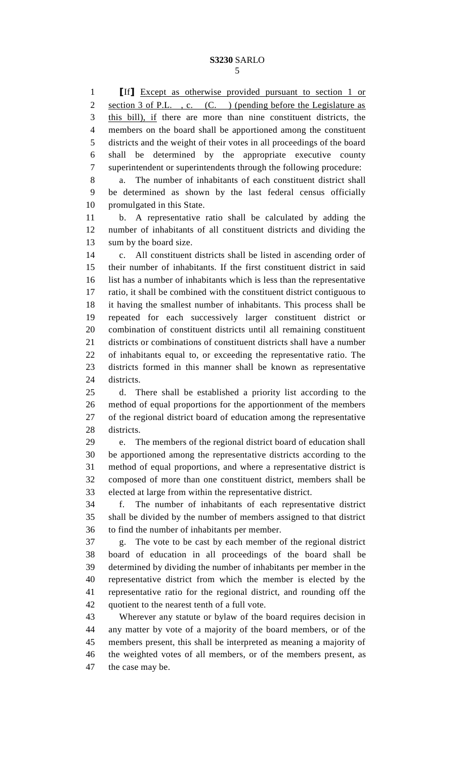[If] Except as otherwise provided pursuant to section 1 or section 3 of P.L. , c. (C. ) (pending before the Legislature as this bill), if there are more than nine constituent districts, the members on the board shall be apportioned among the constituent districts and the weight of their votes in all proceedings of the board shall be determined by the appropriate executive county superintendent or superintendents through the following procedure:

a. The number of inhabitants of each constituent district shall be determined as shown by the last federal census officially promulgated in this State.

b. A representative ratio shall be calculated by adding the number of inhabitants of all constituent districts and dividing the sum by the board size.

c. All constituent districts shall be listed in ascending order of their number of inhabitants. If the first constituent district in said list has a number of inhabitants which is less than the representative ratio, it shall be combined with the constituent district contiguous to it having the smallest number of inhabitants. This process shall be repeated for each successively larger constituent district or combination of constituent districts until all remaining constituent districts or combinations of constituent districts shall have a number of inhabitants equal to, or exceeding the representative ratio. The districts formed in this manner shall be known as representative districts.

d. There shall be established a priority list according to the method of equal proportions for the apportionment of the members of the regional district board of education among the representative districts.

e. The members of the regional district board of education shall be apportioned among the representative districts according to the method of equal proportions, and where a representative district is composed of more than one constituent district, members shall be elected at large from within the representative district.

f. The number of inhabitants of each representative district shall be divided by the number of members assigned to that district to find the number of inhabitants per member.

g. The vote to be cast by each member of the regional district board of education in all proceedings of the board shall be determined by dividing the number of inhabitants per member in the representative district from which the member is elected by the representative ratio for the regional district, and rounding off the quotient to the nearest tenth of a full vote.

Wherever any statute or bylaw of the board requires decision in any matter by vote of a majority of the board members, or of the members present, this shall be interpreted as meaning a majority of the weighted votes of all members, or of the members present, as the case may be.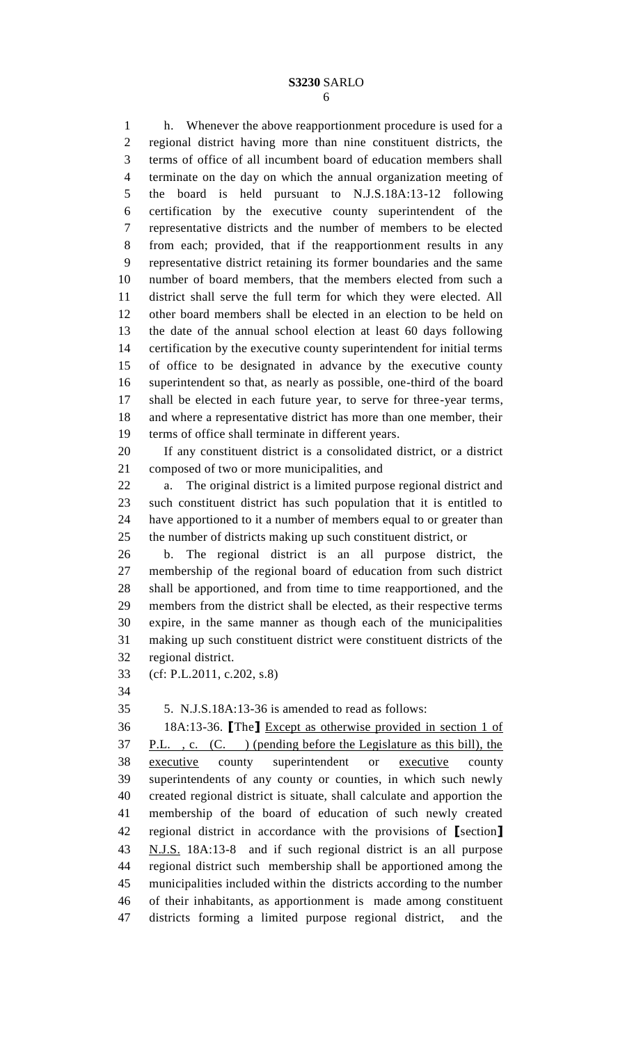h. Whenever the above reapportionment procedure is used for a regional district having more than nine constituent districts, the terms of office of all incumbent board of education members shall terminate on the day on which the annual organization meeting of the board is held pursuant to N.J.S.18A:13-12 following certification by the executive county superintendent of the representative districts and the number of members to be elected from each; provided, that if the reapportionment results in any representative district retaining its former boundaries and the same number of board members, that the members elected from such a district shall serve the full term for which they were elected. All other board members shall be elected in an election to be held on the date of the annual school election at least 60 days following certification by the executive county superintendent for initial terms of office to be designated in advance by the executive county superintendent so that, as nearly as possible, one-third of the board shall be elected in each future year, to serve for three-year terms, and where a representative district has more than one member, their terms of office shall terminate in different years.

If any constituent district is a consolidated district, or a district composed of two or more municipalities, and

a. The original district is a limited purpose regional district and such constituent district has such population that it is entitled to have apportioned to it a number of members equal to or greater than the number of districts making up such constituent district, or

b. The regional district is an all purpose district, the membership of the regional board of education from such district shall be apportioned, and from time to time reapportioned, and the members from the district shall be elected, as their respective terms expire, in the same manner as though each of the municipalities making up such constituent district were constituent districts of the regional district.

(cf: P.L.2011, c.202, s.8)

5. N.J.S.18A:13-36 is amended to read as follows:

18A:13-36. [The] Except as otherwise provided in section 1 of P.L. , c. (C. ) (pending before the Legislature as this bill), the executive county superintendent or executive county superintendents of any county or counties, in which such newly created regional district is situate, shall calculate and apportion the membership of the board of education of such newly created regional district in accordance with the provisions of [section] N.J.S. 18A:13-8 and if such regional district is an all purpose regional district such membership shall be apportioned among the municipalities included within the districts according to the number of their inhabitants, as apportionment is made among constituent districts forming a limited purpose regional district, and the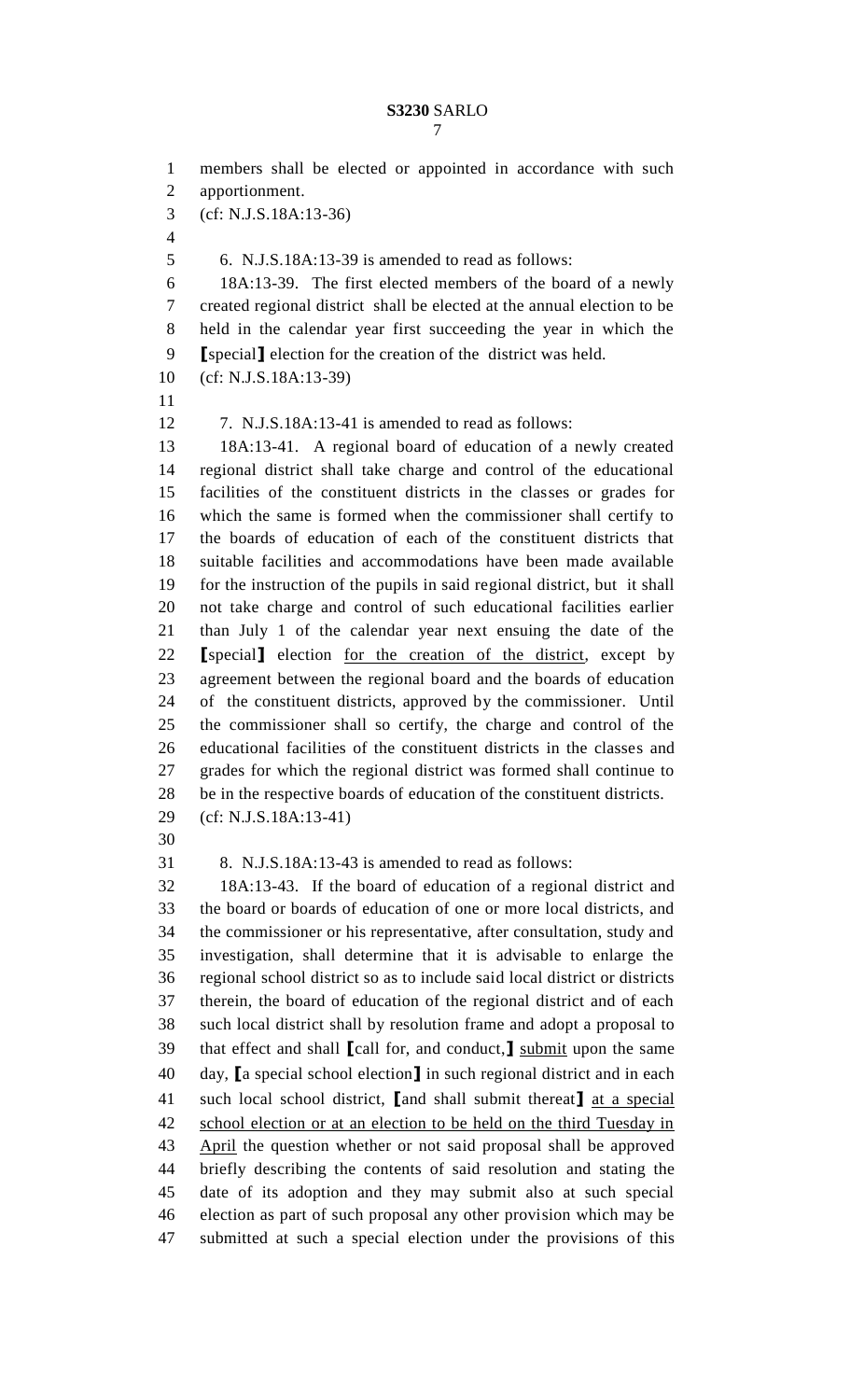members shall be elected or appointed in accordance with such apportionment.

(cf: N.J.S.18A:13-36)

6. N.J.S.18A:13-39 is amended to read as follows:

18A:13-39. The first elected members of the board of a newly created regional district shall be elected at the annual election to be held in the calendar year first succeeding the year in which the [special] election for the creation of the district was held.

(cf: N.J.S.18A:13-39)

7. N.J.S.18A:13-41 is amended to read as follows:

18A:13-41. A regional board of education of a newly created regional district shall take charge and control of the educational facilities of the constituent districts in the classes or grades for which the same is formed when the commissioner shall certify to the boards of education of each of the constituent districts that suitable facilities and accommodations have been made available for the instruction of the pupils in said regional district, but it shall not take charge and control of such educational facilities earlier than July 1 of the calendar year next ensuing the date of the [special] election <u>for the creation of the district</u>, except by agreement between the regional board and the boards of education of the constituent districts, approved by the commissioner. Until the commissioner shall so certify, the charge and control of the educational facilities of the constituent districts in the classes and grades for which the regional district was formed shall continue to be in the respective boards of education of the constituent districts.

(cf: N.J.S.18A:13-41)

8. N.J.S.18A:13-43 is amended to read as follows:

18A:13-43. If the board of education of a regional district and the board or boards of education of one or more local districts, and the commissioner or his representative, after consultation, study and investigation, shall determine that it is advisable to enlarge the regional school district so as to include said local district or districts therein, the board of education of the regional district and of each such local district shall by resolution frame and adopt a proposal to that effect and shall [call for, and conduct,] <u>submit</u> upon the same day, [a special school election] in such regional district and in each such local school district, [and shall submit thereat] <u>at a special school election or at an election to be held on the third Tuesday in April</u> the question whether or not said proposal shall be approved briefly describing the contents of said resolution and stating the date of its adoption and they may submit also at such special election as part of such proposal any other provision which may be submitted at such a special election under the provisions of this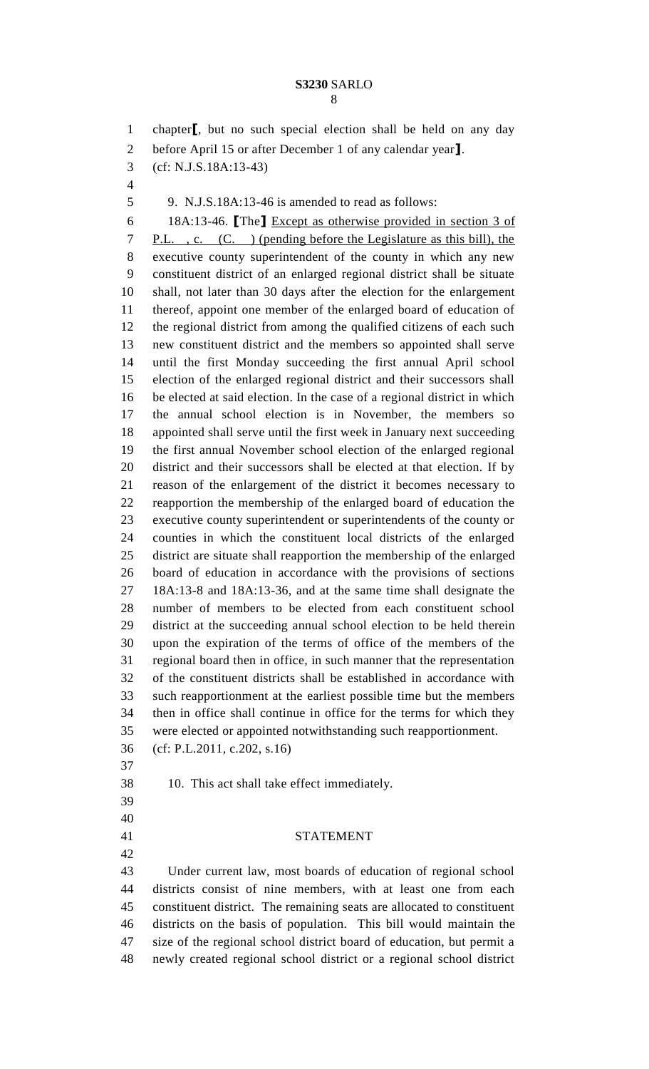chapter⟦, but no such special election shall be held on any day before April 15 or after December 1 of any calendar year⟧.

(cf: N.J.S.18A:13-43)

9. N.J.S.18A:13-46 is amended to read as follows:

18A:13-46. ⟦The⟧ <u>Except as otherwise provided in section 3 of P.L. , c. (C. ) (pending before the Legislature as this bill), the</u> executive county superintendent of the county in which any new constituent district of an enlarged regional district shall be situate shall, not later than 30 days after the election for the enlargement thereof, appoint one member of the enlarged board of education of the regional district from among the qualified citizens of each such new constituent district and the members so appointed shall serve until the first Monday succeeding the first annual April school election of the enlarged regional district and their successors shall be elected at said election. In the case of a regional district in which the annual school election is in November, the members so appointed shall serve until the first week in January next succeeding the first annual November school election of the enlarged regional district and their successors shall be elected at that election. If by reason of the enlargement of the district it becomes necessary to reapportion the membership of the enlarged board of education the executive county superintendent or superintendents of the county or counties in which the constituent local districts of the enlarged district are situate shall reapportion the membership of the enlarged board of education in accordance with the provisions of sections 18A:13-8 and 18A:13-36, and at the same time shall designate the number of members to be elected from each constituent school district at the succeeding annual school election to be held therein upon the expiration of the terms of office of the members of the regional board then in office, in such manner that the representation of the constituent districts shall be established in accordance with such reapportionment at the earliest possible time but the members then in office shall continue in office for the terms for which they were elected or appointed notwithstanding such reapportionment.

(cf: P.L.2011, c.202, s.16)

10. This act shall take effect immediately.

## STATEMENT

Under current law, most boards of education of regional school districts consist of nine members, with at least one from each constituent district. The remaining seats are allocated to constituent districts on the basis of population. This bill would maintain the size of the regional school district board of education, but permit a newly created regional school district or a regional school district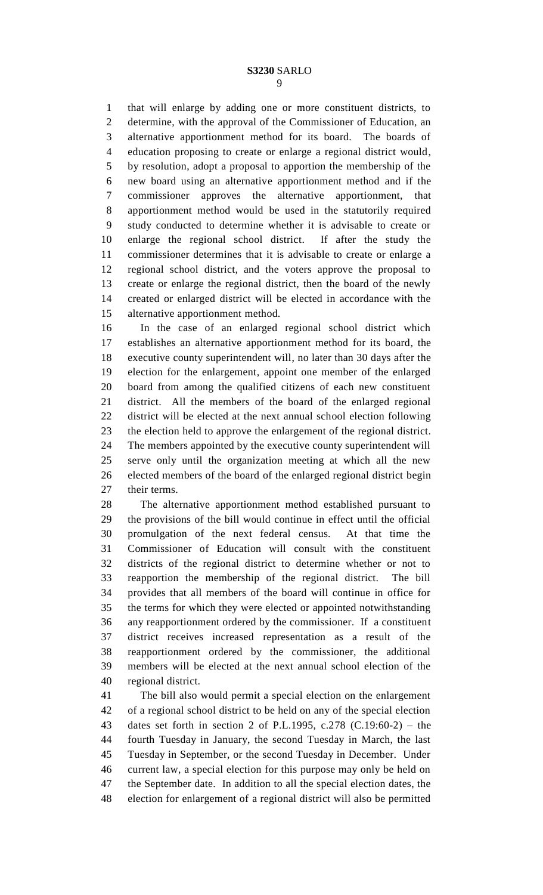that will enlarge by adding one or more constituent districts, to determine, with the approval of the Commissioner of Education, an alternative apportionment method for its board. The boards of education proposing to create or enlarge a regional district would, by resolution, adopt a proposal to apportion the membership of the new board using an alternative apportionment method and if the commissioner approves the alternative apportionment, that apportionment method would be used in the statutorily required study conducted to determine whether it is advisable to create or enlarge the regional school district. If after the study the commissioner determines that it is advisable to create or enlarge a regional school district, and the voters approve the proposal to create or enlarge the regional district, then the board of the newly created or enlarged district will be elected in accordance with the alternative apportionment method.

In the case of an enlarged regional school district which establishes an alternative apportionment method for its board, the executive county superintendent will, no later than 30 days after the election for the enlargement, appoint one member of the enlarged board from among the qualified citizens of each new constituent district. All the members of the board of the enlarged regional district will be elected at the next annual school election following the election held to approve the enlargement of the regional district. The members appointed by the executive county superintendent will serve only until the organization meeting at which all the new elected members of the board of the enlarged regional district begin their terms.

The alternative apportionment method established pursuant to the provisions of the bill would continue in effect until the official promulgation of the next federal census. At that time the Commissioner of Education will consult with the constituent districts of the regional district to determine whether or not to reapportion the membership of the regional district. The bill provides that all members of the board will continue in office for the terms for which they were elected or appointed notwithstanding any reapportionment ordered by the commissioner. If a constituent district receives increased representation as a result of the reapportionment ordered by the commissioner, the additional members will be elected at the next annual school election of the regional district.

The bill also would permit a special election on the enlargement of a regional school district to be held on any of the special election dates set forth in section 2 of P.L.1995, c.278 (C.19:60-2) – the fourth Tuesday in January, the second Tuesday in March, the last Tuesday in September, or the second Tuesday in December. Under current law, a special election for this purpose may only be held on the September date. In addition to all the special election dates, the election for enlargement of a regional district will also be permitted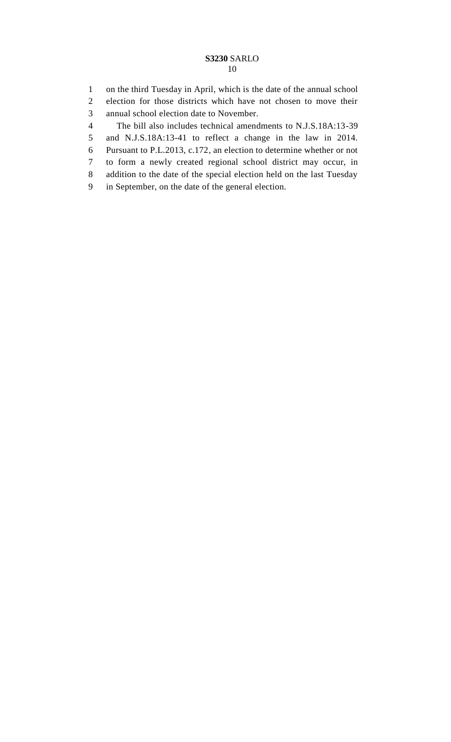on the third Tuesday in April, which is the date of the annual school election for those districts which have not chosen to move their annual school election date to November.

The bill also includes technical amendments to N.J.S.18A:13-39 and N.J.S.18A:13-41 to reflect a change in the law in 2014. Pursuant to P.L.2013, c.172, an election to determine whether or not to form a newly created regional school district may occur, in addition to the date of the special election held on the last Tuesday in September, on the date of the general election.